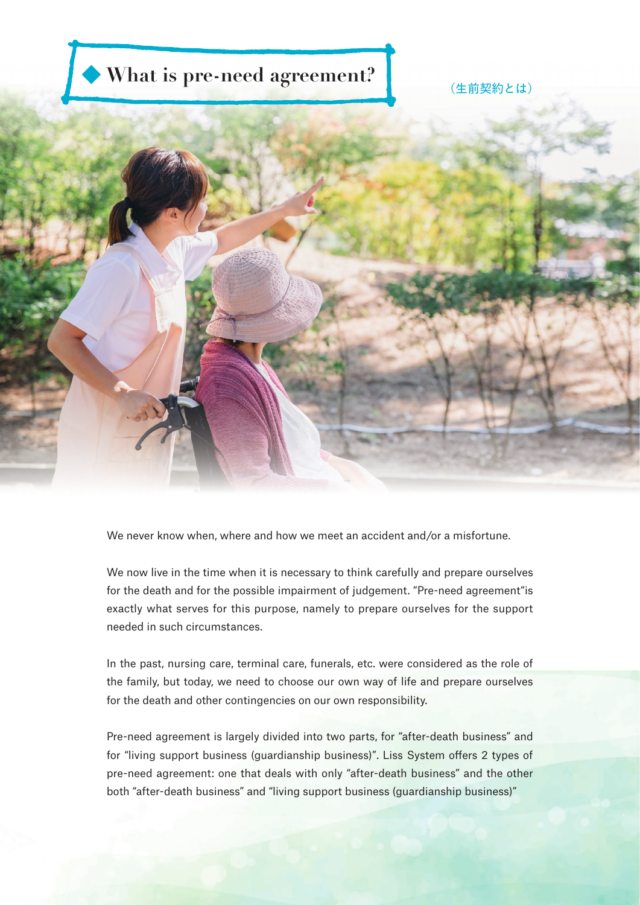# ◆ What is pre-need agreement?

（生前契約とは）

We never know when, where and how we meet an accident and/or a misfortune.

We now live in the time when it is necessary to think carefully and prepare ourselves for the death and for the possible impairment of judgement. “Pre-need agreement“is exactly what serves for this purpose, namely to prepare ourselves for the support needed in such circumstances.

In the past, nursing care, terminal care, funerals, etc. were considered as the role of the family, but today, we need to choose our own way of life and prepare ourselves for the death and other contingencies on our own responsibility.

Pre-need agreement is largely divided into two parts, for “after-death business” and for “living support business (guardianship business)”. Liss System offers 2 types of pre-need agreement: one that deals with only “after-death business” and the other both “after-death business” and “living support business (guardianship business)”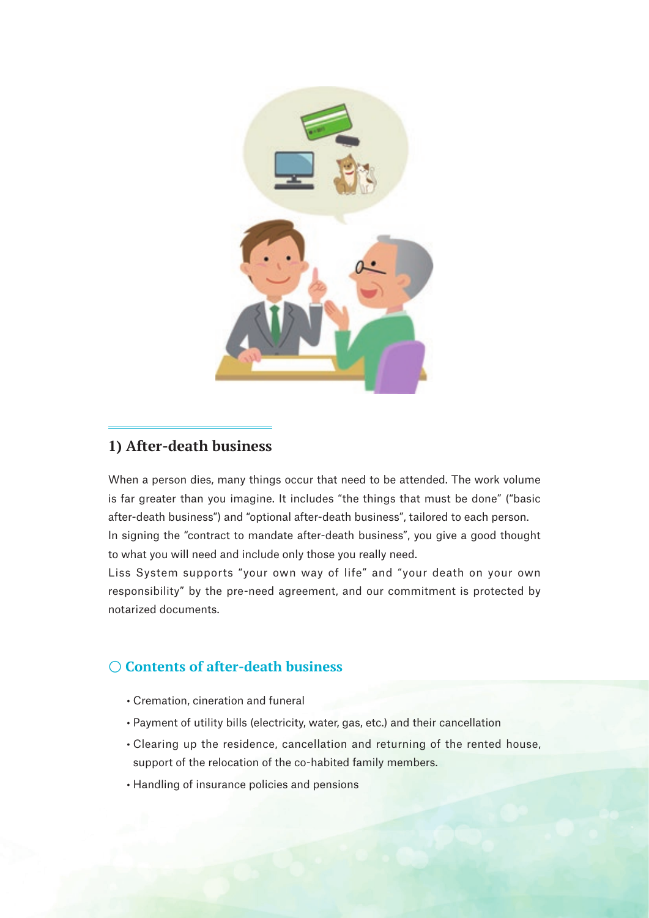## 1) After-death business

When a person dies, many things occur that need to be attended. The work volume is far greater than you imagine. It includes "the things that must be done" ("basic after-death business") and "optional after-death business", tailored to each person.
In signing the "contract to mandate after-death business", you give a good thought to what you will need and include only those you really need.
Liss System supports "your own way of life" and "your death on your own responsibility" by the pre-need agreement, and our commitment is protected by notarized documents.

### ○ Contents of after-death business

- Cremation, cineration and funeral
- Payment of utility bills (electricity, water, gas, etc.) and their cancellation
- Clearing up the residence, cancellation and returning of the rented house, support of the relocation of the co-habited family members.
- Handling of insurance policies and pensions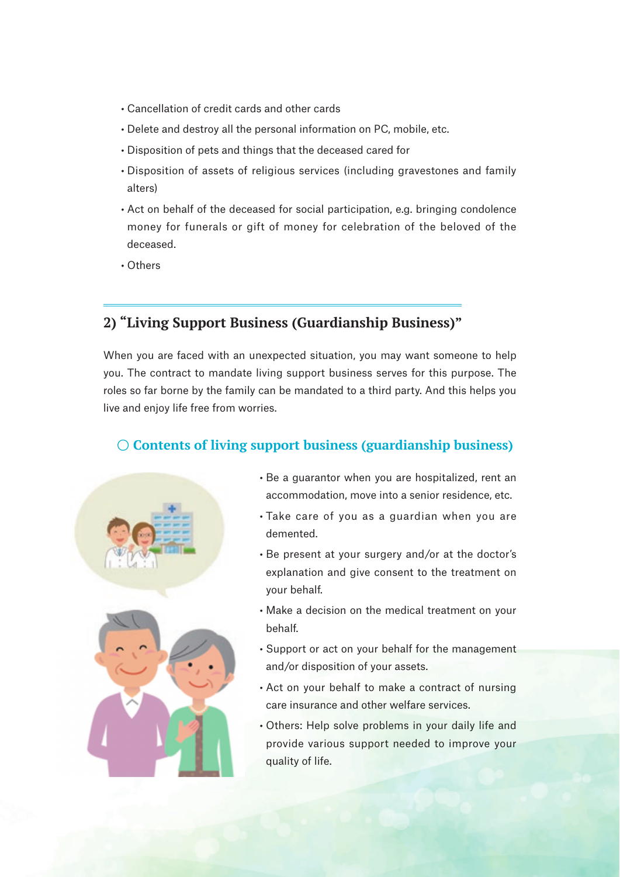- Cancellation of credit cards and other cards
- Delete and destroy all the personal information on PC, mobile, etc.
- Disposition of pets and things that the deceased cared for
- Disposition of assets of religious services (including gravestones and family alters)
- Act on behalf of the deceased for social participation, e.g. bringing condolence money for funerals or gift of money for celebration of the beloved of the deceased.
- Others

## 2) "Living Support Business (Guardianship Business)"

When you are faced with an unexpected situation, you may want someone to help you. The contract to mandate living support business serves for this purpose. The roles so far borne by the family can be mandated to a third party. And this helps you live and enjoy life free from worries.

### ○ Contents of living support business (guardianship business)

- Be a guarantor when you are hospitalized, rent an accommodation, move into a senior residence, etc.
- Take care of you as a guardian when you are demented.
- Be present at your surgery and/or at the doctor's explanation and give consent to the treatment on your behalf.
- Make a decision on the medical treatment on your behalf.
- Support or act on your behalf for the management and/or disposition of your assets.
- Act on your behalf to make a contract of nursing care insurance and other welfare services.
- Others: Help solve problems in your daily life and provide various support needed to improve your quality of life.